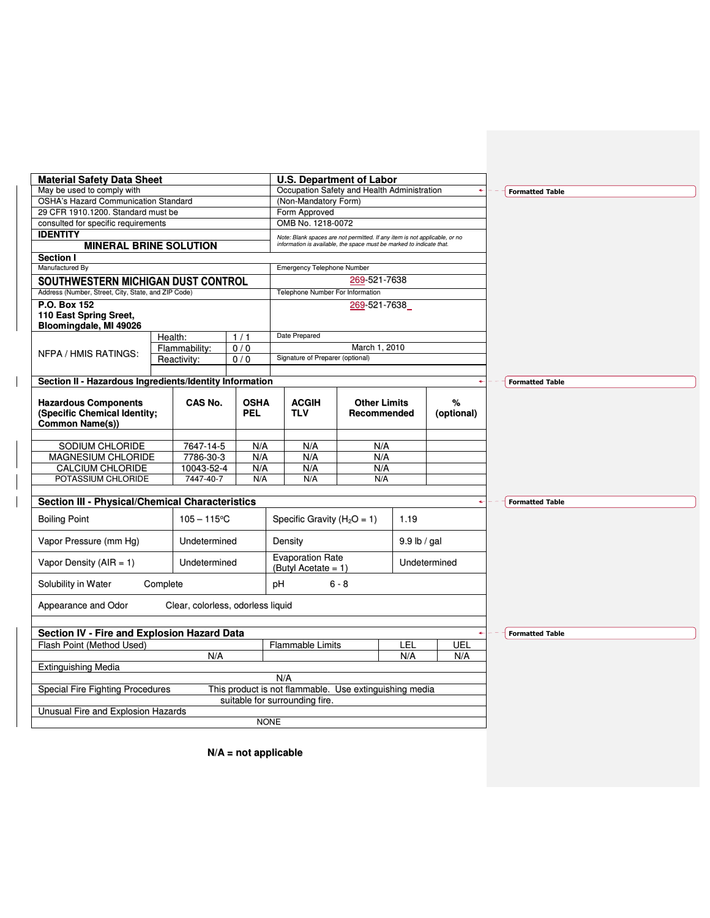| **Material Safety Data Sheet** | **U.S. Department of Labor** |
|---|---|
| May be used to comply with | Occupation Safety and Health Administration |
| OSHA's Hazard Communication Standard | (Non-Mandatory Form) |
| 29 CFR 1910.1200. Standard must be | Form Approved |
| consulted for specific requirements | OMB No. 1218-0072 |
| **IDENTITY** **MINERAL BRINE SOLUTION** | *Note: Blank spaces are not permitted. If any item is not applicable, or no information is available, the space must be marked to indicate that.* |

**Section I**

| Manufactured By | Emergency Telephone Number |
|---|---|
| **SOUTHWESTERN MICHIGAN DUST CONTROL** | 269-521-7638 |
| Address (Number, Street, City, State, and ZIP Code) | Telephone Number For Information |
| **P.O. Box 152** **110 East Spring Sreet,** **Bloomingdale, MI 49026** | 269-521-7638 |

| NFPA / HMIS RATINGS: | | | |
|---|---|---|---|
| | Health: | 1 / 1 | Date Prepared: March 1, 2010 |
| | Flammability: | 0 / 0 | |
| | Reactivity: | 0 / 0 | Signature of Preparer (optional) |

**Section II - Hazardous Ingredients/Identity Information**

| Hazardous Components (Specific Chemical Identity; Common Name(s)) | CAS No. | OSHA PEL | ACGIH TLV | Other Limits Recommended | % (optional) |
|---|---|---|---|---|---|
| SODIUM CHLORIDE | 7647-14-5 | N/A | N/A | N/A | |
| MAGNESIUM CHLORIDE | 7786-30-3 | N/A | N/A | N/A | |
| CALCIUM CHLORIDE | 10043-52-4 | N/A | N/A | N/A | |
| POTASSIUM CHLORIDE | 7447-40-7 | N/A | N/A | N/A | |

**Section III - Physical/Chemical Characteristics**

| | | | |
|---|---|---|---|
| Boiling Point | 105 – 115°C | Specific Gravity ($H_2O$ = 1) | 1.19 |
| Vapor Pressure (mm Hg) | Undetermined | Density | 9.9 lb / gal |
| Vapor Density (AIR = 1) | Undetermined | Evaporation Rate (Butyl Acetate = 1) | Undetermined |
| Solubility in Water | Complete | pH | 6 - 8 |
| Appearance and Odor | Clear, colorless, odorless liquid | | |

**Section IV - Fire and Explosion Hazard Data**

| Flash Point (Method Used) | Flammable Limits | LEL | UEL |
|---|---|---|---|
| N/A | | N/A | N/A |

| | |
|---|---|
| Extinguishing Media | N/A |
| Special Fire Fighting Procedures | This product is not flammable. Use extinguishing media suitable for surrounding fire. |
| Unusual Fire and Explosion Hazards | NONE |

**N/A = not applicable**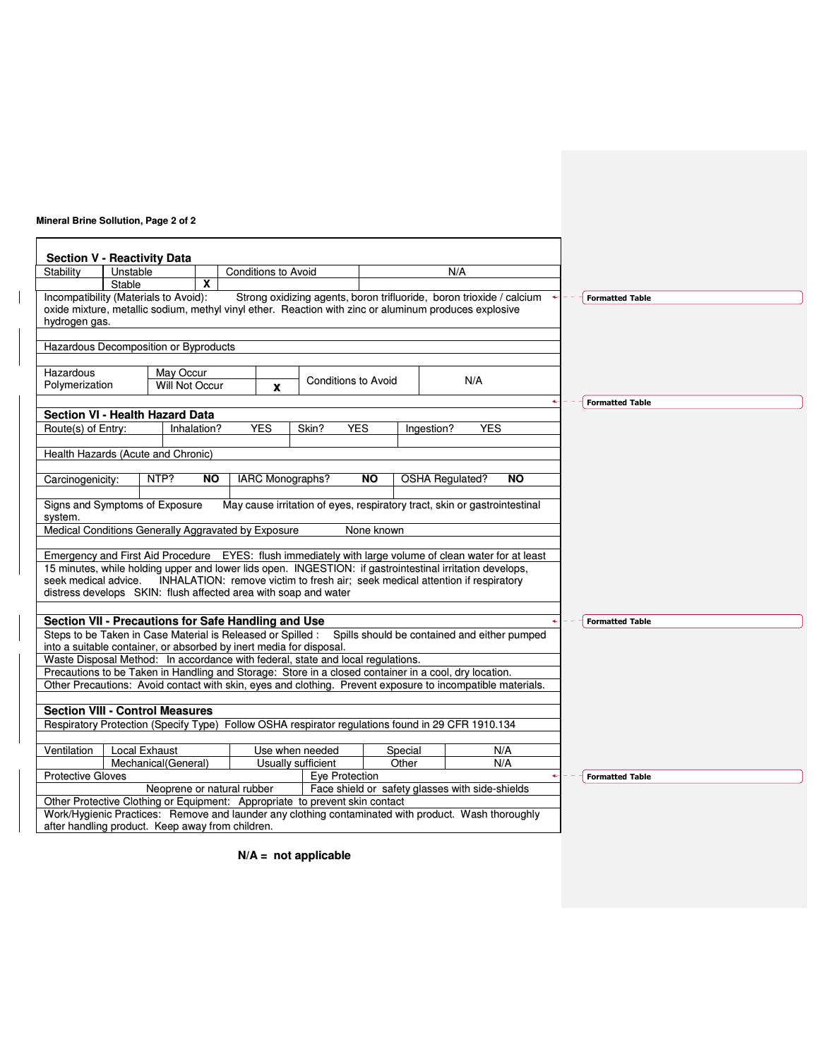Mineral Brine Sollution, Page 2 of 2

## Section V - Reactivity Data

| Stability | Unstable | | Conditions to Avoid | N/A |
|---|---|---|---|---|
| | Stable | X | | |

Incompatibility (Materials to Avoid): Strong oxidizing agents, boron trifluoride, boron trioxide / calcium oxide mixture, metallic sodium, methyl vinyl ether. Reaction with zinc or aluminum produces explosive hydrogen gas.

Hazardous Decomposition or Byproducts

| Hazardous Polymerization | May Occur | | Conditions to Avoid | N/A |
|---|---|---|---|---|
| | Will Not Occur | X | | |

## Section VI - Health Hazard Data

| Route(s) of Entry: | Inhalation? YES | Skin? YES | Ingestion? YES |
|---|---|---|---|

Health Hazards (Acute and Chronic)

| Carcinogenicity: | NTP? NO | IARC Monographs? NO | OSHA Regulated? NO |
|---|---|---|---|

Signs and Symptoms of Exposure May cause irritation of eyes, respiratory tract, skin or gastrointestinal system.

Medical Conditions Generally Aggravated by Exposure None known

Emergency and First Aid Procedure EYES: flush immediately with large volume of clean water for at least 15 minutes, while holding upper and lower lids open. INGESTION: if gastrointestinal irritation develops, seek medical advice. INHALATION: remove victim to fresh air; seek medical attention if respiratory distress develops SKIN: flush affected area with soap and water

## Section VII - Precautions for Safe Handling and Use

Steps to be Taken in Case Material is Released or Spilled : Spills should be contained and either pumped into a suitable container, or absorbed by inert media for disposal.

Waste Disposal Method: In accordance with federal, state and local regulations.

Precautions to be Taken in Handling and Storage: Store in a closed container in a cool, dry location.

Other Precautions: Avoid contact with skin, eyes and clothing. Prevent exposure to incompatible materials.

## Section VIII - Control Measures

Respiratory Protection (Specify Type) Follow OSHA respirator regulations found in 29 CFR 1910.134

| Ventilation | Local Exhaust | Use when needed | Special | N/A |
|---|---|---|---|---|
| | Mechanical(General) | Usually sufficient | Other | N/A |

| Protective Gloves | Eye Protection |
|---|---|
| Neoprene or natural rubber | Face shield or safety glasses with side-shields |

Other Protective Clothing or Equipment: Appropriate to prevent skin contact

Work/Hygienic Practices: Remove and launder any clothing contaminated with product. Wash thoroughly after handling product. Keep away from children.

**N/A = not applicable**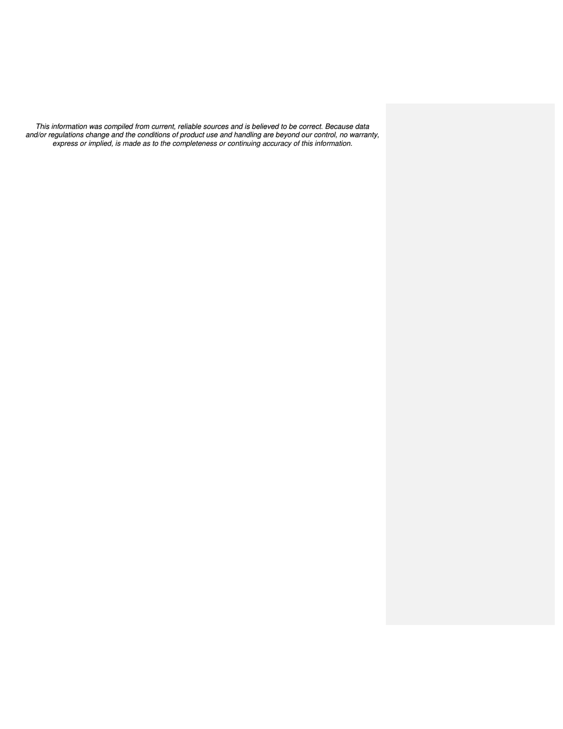*This information was compiled from current, reliable sources and is believed to be correct. Because data and/or regulations change and the conditions of product use and handling are beyond our control, no warranty, express or implied, is made as to the completeness or continuing accuracy of this information.*